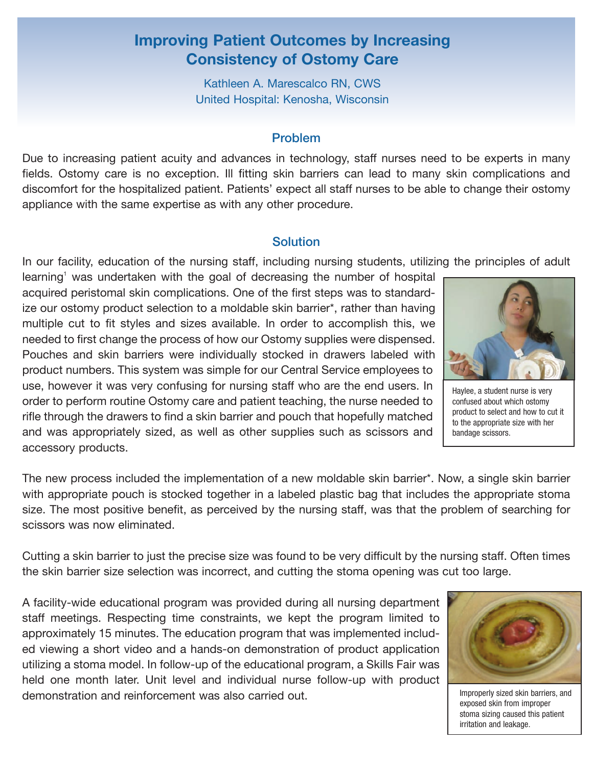# Improving Patient Outcomes by Increasing Consistency of Ostomy Care

Kathleen A. Marescalco RN, CWS
United Hospital: Kenosha, Wisconsin

## Problem

Due to increasing patient acuity and advances in technology, staff nurses need to be experts in many fields. Ostomy care is no exception. Ill fitting skin barriers can lead to many skin complications and discomfort for the hospitalized patient. Patients' expect all staff nurses to be able to change their ostomy appliance with the same expertise as with any other procedure.

## Solution

In our facility, education of the nursing staff, including nursing students, utilizing the principles of adult learning[1] was undertaken with the goal of decreasing the number of hospital acquired peristomal skin complications. One of the first steps was to standardize our ostomy product selection to a moldable skin barrier*, rather than having multiple cut to fit styles and sizes available. In order to accomplish this, we needed to first change the process of how our Ostomy supplies were dispensed. Pouches and skin barriers were individually stocked in drawers labeled with product numbers. This system was simple for our Central Service employees to use, however it was very confusing for nursing staff who are the end users. In order to perform routine Ostomy care and patient teaching, the nurse needed to rifle through the drawers to find a skin barrier and pouch that hopefully matched and was appropriately sized, as well as other supplies such as scissors and accessory products.

Haylee, a student nurse is very confused about which ostomy product to select and how to cut it to the appropriate size with her bandage scissors.

The new process included the implementation of a new moldable skin barrier*. Now, a single skin barrier with appropriate pouch is stocked together in a labeled plastic bag that includes the appropriate stoma size. The most positive benefit, as perceived by the nursing staff, was that the problem of searching for scissors was now eliminated.

Cutting a skin barrier to just the precise size was found to be very difficult by the nursing staff. Often times the skin barrier size selection was incorrect, and cutting the stoma opening was cut too large.

A facility-wide educational program was provided during all nursing department staff meetings. Respecting time constraints, we kept the program limited to approximately 15 minutes. The education program that was implemented included viewing a short video and a hands-on demonstration of product application utilizing a stoma model. In follow-up of the educational program, a Skills Fair was held one month later. Unit level and individual nurse follow-up with product demonstration and reinforcement was also carried out.

Improperly sized skin barriers, and exposed skin from improper stoma sizing caused this patient irritation and leakage.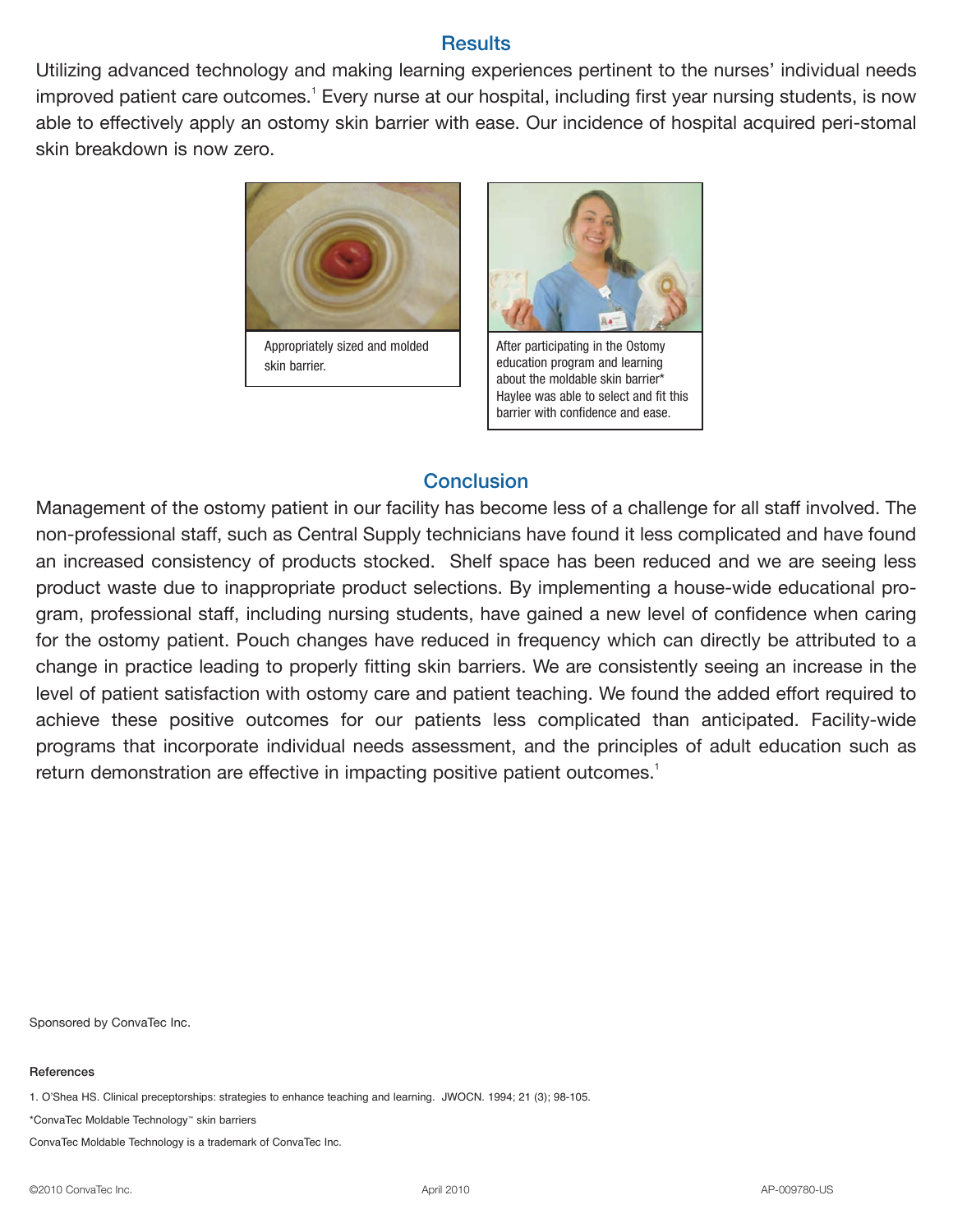## Results

Utilizing advanced technology and making learning experiences pertinent to the nurses' individual needs improved patient care outcomes.[1] Every nurse at our hospital, including first year nursing students, is now able to effectively apply an ostomy skin barrier with ease. Our incidence of hospital acquired peri-stomal skin breakdown is now zero.

Appropriately sized and molded skin barrier.

After participating in the Ostomy education program and learning about the moldable skin barrier* Haylee was able to select and fit this barrier with confidence and ease.

## Conclusion

Management of the ostomy patient in our facility has become less of a challenge for all staff involved. The non-professional staff, such as Central Supply technicians have found it less complicated and have found an increased consistency of products stocked. Shelf space has been reduced and we are seeing less product waste due to inappropriate product selections. By implementing a house-wide educational program, professional staff, including nursing students, have gained a new level of confidence when caring for the ostomy patient. Pouch changes have reduced in frequency which can directly be attributed to a change in practice leading to properly fitting skin barriers. We are consistently seeing an increase in the level of patient satisfaction with ostomy care and patient teaching. We found the added effort required to achieve these positive outcomes for our patients less complicated than anticipated. Facility-wide programs that incorporate individual needs assessment, and the principles of adult education such as return demonstration are effective in impacting positive patient outcomes.[1]

Sponsored by ConvaTec Inc.

**References**

1. O'Shea HS. Clinical preceptorships: strategies to enhance teaching and learning. JWOCN. 1994; 21 (3); 98-105.

*ConvaTec Moldable Technology™ skin barriers

ConvaTec Moldable Technology is a trademark of ConvaTec Inc.

©2010 ConvaTec Inc. April 2010 AP-009780-US